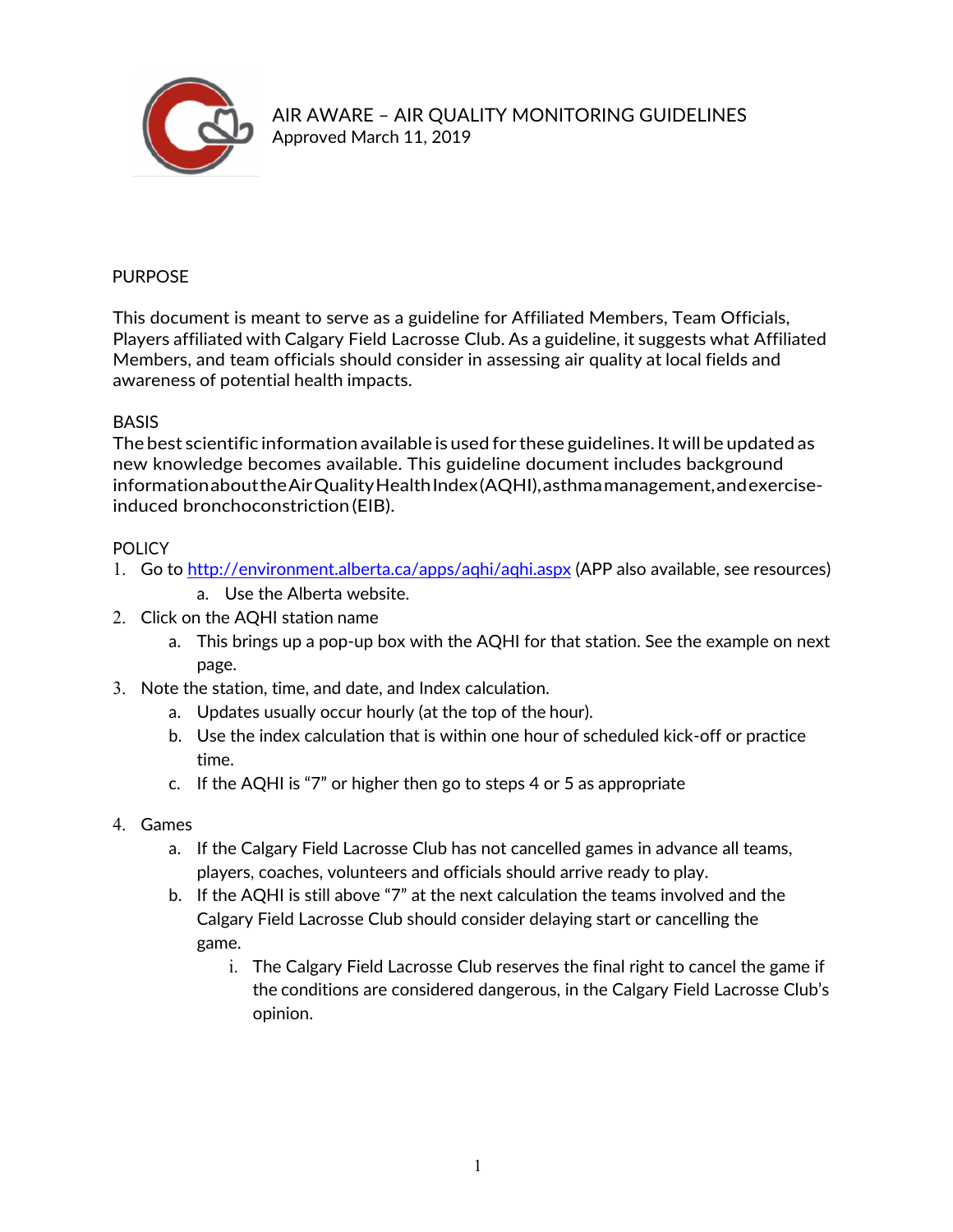# AIR AWARE – AIR QUALITY MONITORING GUIDELINES

Approved March 11, 2019

## PURPOSE

This document is meant to serve as a guideline for Affiliated Members, Team Officials, Players affiliated with Calgary Field Lacrosse Club. As a guideline, it suggests what Affiliated Members, and team officials should consider in assessing air quality at local fields and awareness of potential health impacts.

## BASIS

The best scientific information available is used for these guidelines. It will be updated as new knowledge becomes available. This guideline document includes background information about the Air Quality Health Index (AQHI), asthma management, and exercise-induced bronchoconstriction (EIB).

## POLICY

1. Go to [http://environment.alberta.ca/apps/aqhi/aqhi.aspx](http://environment.alberta.ca/apps/aqhi/aqhi.aspx) (APP also available, see resources)
   a. Use the Alberta website.
2. Click on the AQHI station name
   a. This brings up a pop-up box with the AQHI for that station. See the example on next page.
3. Note the station, time, and date, and Index calculation.
   a. Updates usually occur hourly (at the top of the hour).
   b. Use the index calculation that is within one hour of scheduled kick-off or practice time.
   c. If the AQHI is "7" or higher then go to steps 4 or 5 as appropriate
4. Games
   a. If the Calgary Field Lacrosse Club has not cancelled games in advance all teams, players, coaches, volunteers and officials should arrive ready to play.
   b. If the AQHI is still above "7" at the next calculation the teams involved and the Calgary Field Lacrosse Club should consider delaying start or cancelling the game.
      i. The Calgary Field Lacrosse Club reserves the final right to cancel the game if the conditions are considered dangerous, in the Calgary Field Lacrosse Club's opinion.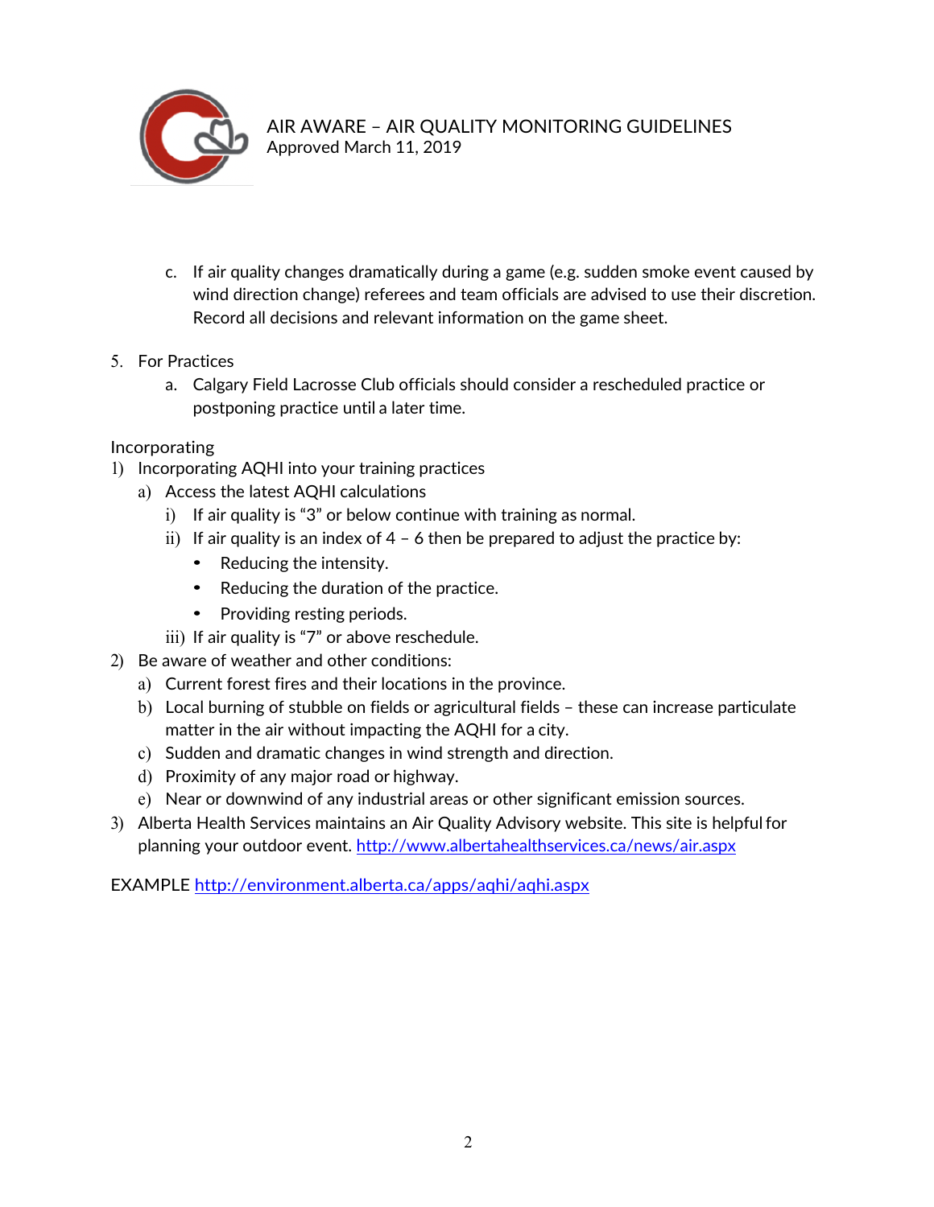c. If air quality changes dramatically during a game (e.g. sudden smoke event caused by wind direction change) referees and team officials are advised to use their discretion. Record all decisions and relevant information on the game sheet.

5. For Practices
   a. Calgary Field Lacrosse Club officials should consider a rescheduled practice or postponing practice until a later time.

Incorporating

1) Incorporating AQHI into your training practices
   a) Access the latest AQHI calculations
      i) If air quality is "3" or below continue with training as normal.
      ii) If air quality is an index of 4 – 6 then be prepared to adjust the practice by:
         - Reducing the intensity.
         - Reducing the duration of the practice.
         - Providing resting periods.
      iii) If air quality is "7" or above reschedule.
2) Be aware of weather and other conditions:
   a) Current forest fires and their locations in the province.
   b) Local burning of stubble on fields or agricultural fields – these can increase particulate matter in the air without impacting the AQHI for a city.
   c) Sudden and dramatic changes in wind strength and direction.
   d) Proximity of any major road or highway.
   e) Near or downwind of any industrial areas or other significant emission sources.
3) Alberta Health Services maintains an Air Quality Advisory website. This site is helpful for planning your outdoor event. http://www.albertahealthservices.ca/news/air.aspx

EXAMPLE http://environment.alberta.ca/apps/aqhi/aqhi.aspx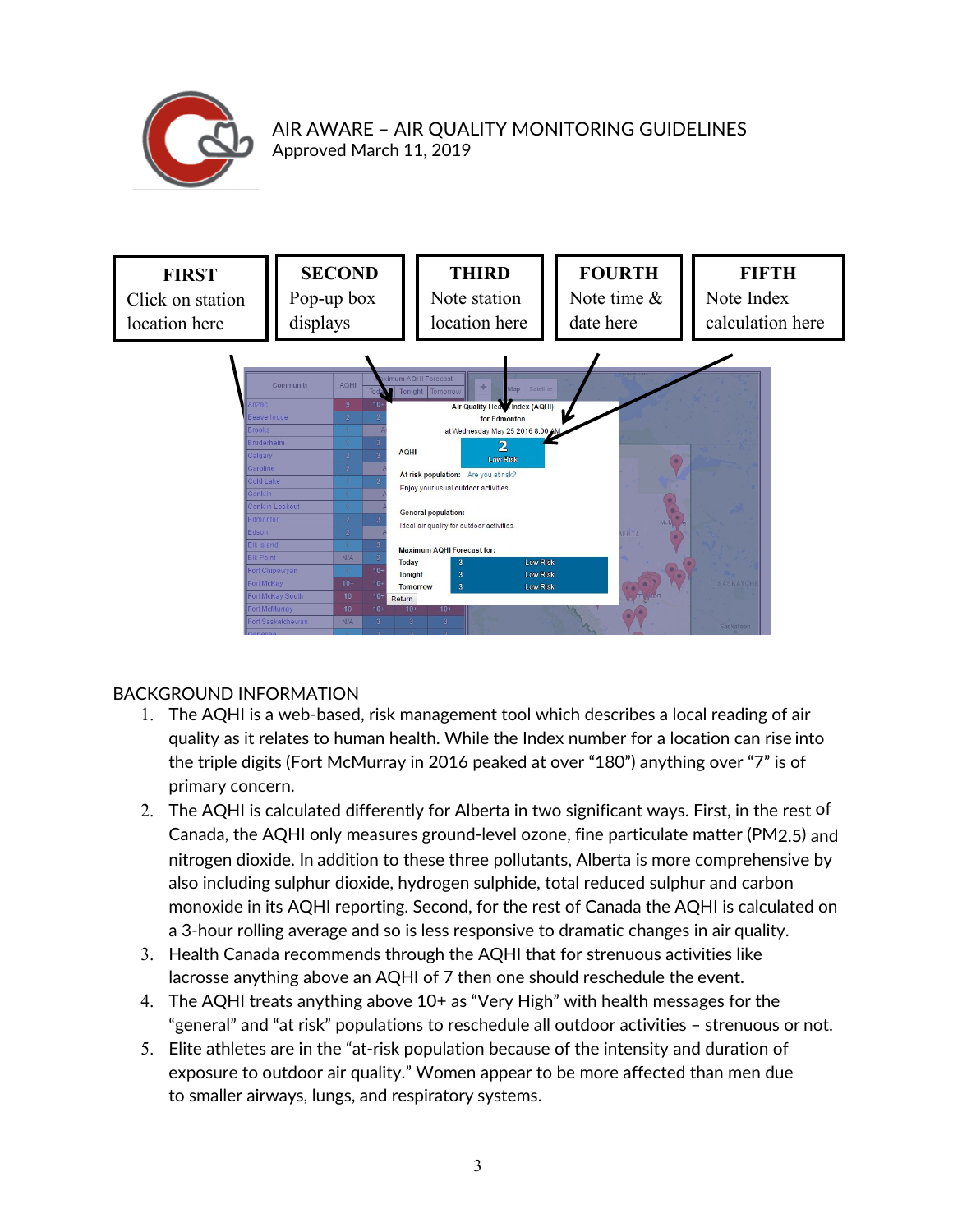AIR AWARE – AIR QUALITY MONITORING GUIDELINES
Approved March 11, 2019

| FIRST | SECOND | THIRD | FOURTH | FIFTH |
|---|---|---|---|---|
| Click on station location here | Pop-up box displays | Note station location here | Note time & date here | Note Index calculation here |

BACKGROUND INFORMATION

1. The AQHI is a web-based, risk management tool which describes a local reading of air quality as it relates to human health. While the Index number for a location can rise into the triple digits (Fort McMurray in 2016 peaked at over "180") anything over "7" is of primary concern.
2. The AQHI is calculated differently for Alberta in two significant ways. First, in the rest of Canada, the AQHI only measures ground-level ozone, fine particulate matter ($PM_{2.5}$) and nitrogen dioxide. In addition to these three pollutants, Alberta is more comprehensive by also including sulphur dioxide, hydrogen sulphide, total reduced sulphur and carbon monoxide in its AQHI reporting. Second, for the rest of Canada the AQHI is calculated on a 3-hour rolling average and so is less responsive to dramatic changes in air quality.
3. Health Canada recommends through the AQHI that for strenuous activities like lacrosse anything above an AQHI of 7 then one should reschedule the event.
4. The AQHI treats anything above 10+ as "Very High" with health messages for the "general" and "at risk" populations to reschedule all outdoor activities – strenuous or not.
5. Elite athletes are in the "at-risk population because of the intensity and duration of exposure to outdoor air quality." Women appear to be more affected than men due to smaller airways, lungs, and respiratory systems.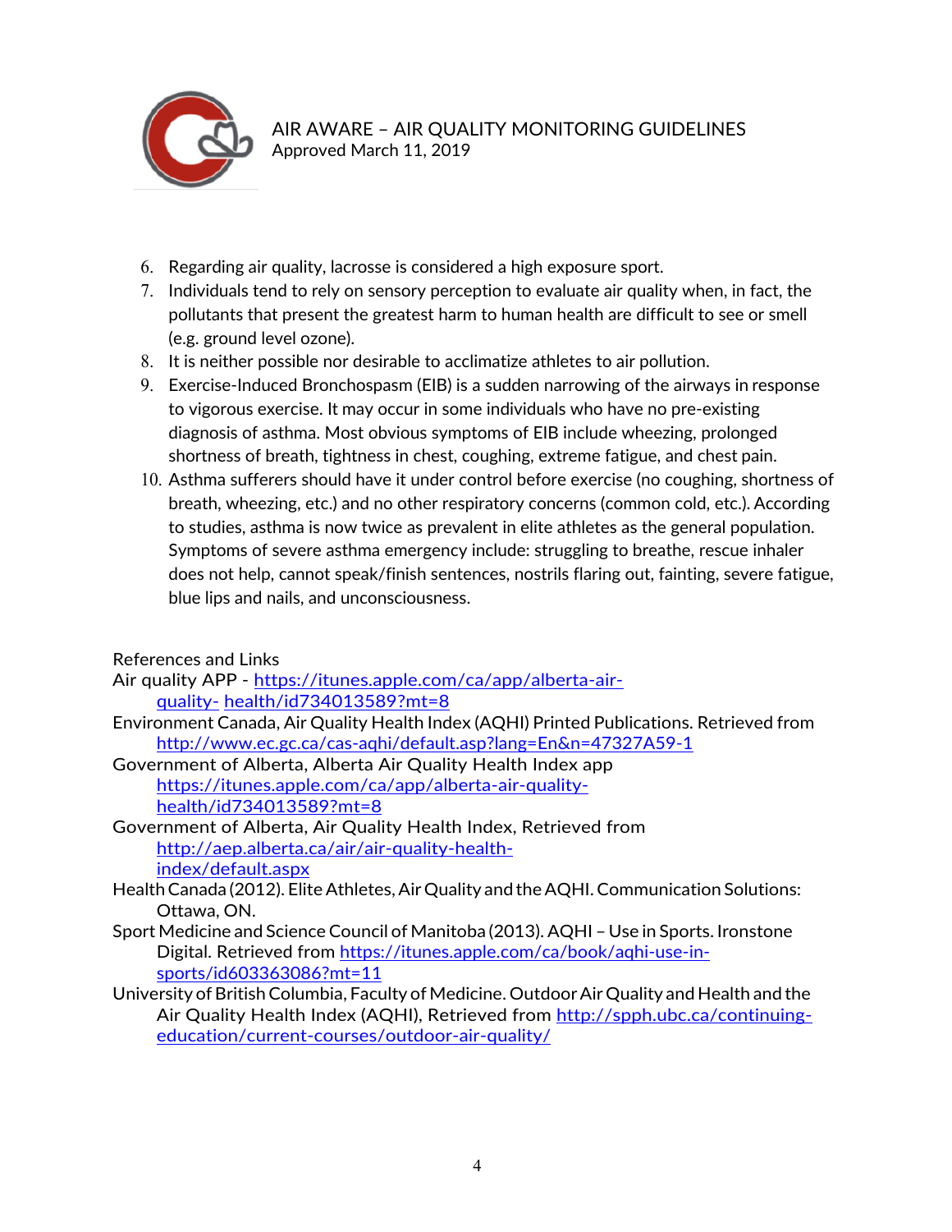6. Regarding air quality, lacrosse is considered a high exposure sport.
7. Individuals tend to rely on sensory perception to evaluate air quality when, in fact, the pollutants that present the greatest harm to human health are difficult to see or smell (e.g. ground level ozone).
8. It is neither possible nor desirable to acclimatize athletes to air pollution.
9. Exercise-Induced Bronchospasm (EIB) is a sudden narrowing of the airways in response to vigorous exercise. It may occur in some individuals who have no pre-existing diagnosis of asthma. Most obvious symptoms of EIB include wheezing, prolonged shortness of breath, tightness in chest, coughing, extreme fatigue, and chest pain.
10. Asthma sufferers should have it under control before exercise (no coughing, shortness of breath, wheezing, etc.) and no other respiratory concerns (common cold, etc.). According to studies, asthma is now twice as prevalent in elite athletes as the general population. Symptoms of severe asthma emergency include: struggling to breathe, rescue inhaler does not help, cannot speak/finish sentences, nostrils flaring out, fainting, severe fatigue, blue lips and nails, and unconsciousness.

References and Links

Air quality APP - https://itunes.apple.com/ca/app/alberta-air-quality- health/id734013589?mt=8

Environment Canada, Air Quality Health Index (AQHI) Printed Publications. Retrieved from http://www.ec.gc.ca/cas-aqhi/default.asp?lang=En&n=47327A59-1

Government of Alberta, Alberta Air Quality Health Index app https://itunes.apple.com/ca/app/alberta-air-quality-health/id734013589?mt=8

Government of Alberta, Air Quality Health Index, Retrieved from http://aep.alberta.ca/air/air-quality-health-index/default.aspx

Health Canada (2012). Elite Athletes, Air Quality and the AQHI. Communication Solutions: Ottawa, ON.

Sport Medicine and Science Council of Manitoba (2013). AQHI – Use in Sports. Ironstone Digital. Retrieved from https://itunes.apple.com/ca/book/aqhi-use-in-sports/id603363086?mt=11

University of British Columbia, Faculty of Medicine. Outdoor Air Quality and Health and the Air Quality Health Index (AQHI), Retrieved from http://spph.ubc.ca/continuing-education/current-courses/outdoor-air-quality/